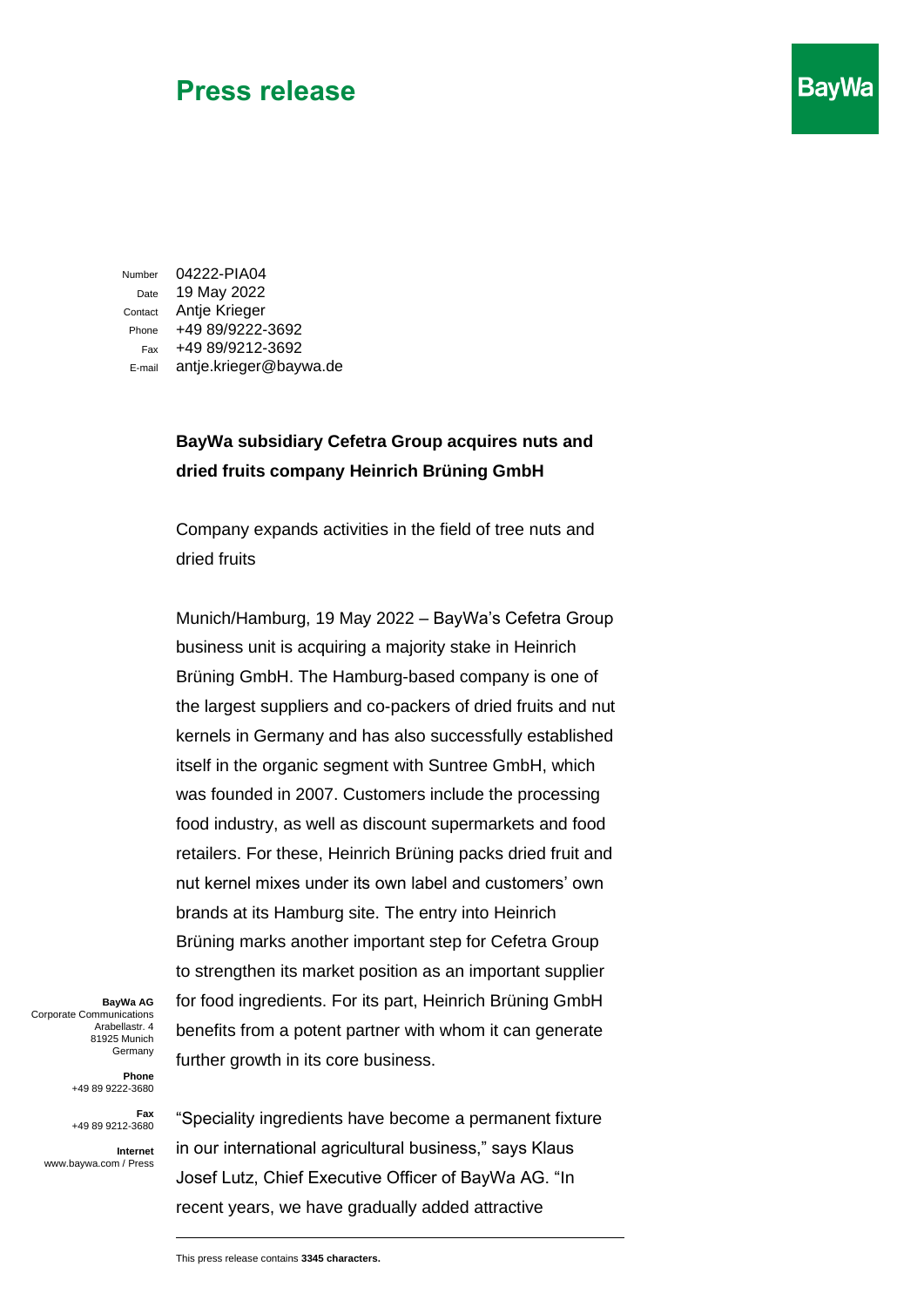# Press release

BayWa

| | |
|---|---|
| Number | 04222-PIA04 |
| Date | 19 May 2022 |
| Contact | Antje Krieger |
| Phone | +49 89/9222-3692 |
| Fax | +49 89/9212-3692 |
| E-mail | antje.krieger@baywa.de |

**BayWa subsidiary Cefetra Group acquires nuts and dried fruits company Heinrich Brüning GmbH**

Company expands activities in the field of tree nuts and dried fruits

Munich/Hamburg, 19 May 2022 – BayWa's Cefetra Group business unit is acquiring a majority stake in Heinrich Brüning GmbH. The Hamburg-based company is one of the largest suppliers and co-packers of dried fruits and nut kernels in Germany and has also successfully established itself in the organic segment with Suntree GmbH, which was founded in 2007. Customers include the processing food industry, as well as discount supermarkets and food retailers. For these, Heinrich Brüning packs dried fruit and nut kernel mixes under its own label and customers' own brands at its Hamburg site. The entry into Heinrich Brüning marks another important step for Cefetra Group to strengthen its market position as an important supplier for food ingredients. For its part, Heinrich Brüning GmbH benefits from a potent partner with whom it can generate further growth in its core business.

"Speciality ingredients have become a permanent fixture in our international agricultural business," says Klaus Josef Lutz, Chief Executive Officer of BayWa AG. "In recent years, we have gradually added attractive

**BayWa AG**
Corporate Communications
Arabellastr. 4
81925 Munich
Germany

**Phone**
+49 89 9222-3680

**Fax**
+49 89 9212-3680

**Internet**
www.baywa.com / Press

This press release contains **3345 characters.**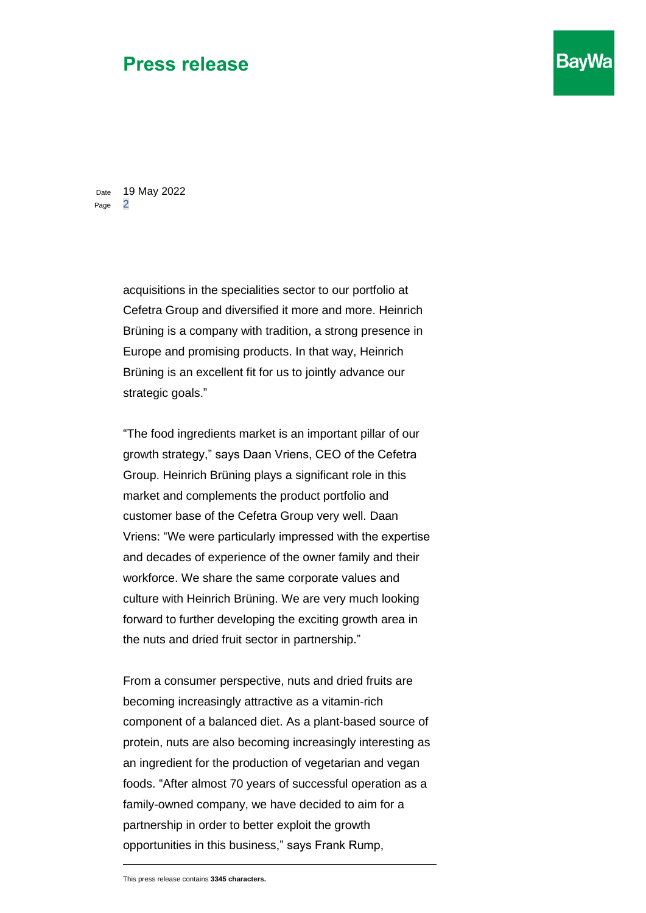acquisitions in the specialities sector to our portfolio at Cefetra Group and diversified it more and more. Heinrich Brüning is a company with tradition, a strong presence in Europe and promising products. In that way, Heinrich Brüning is an excellent fit for us to jointly advance our strategic goals."

"The food ingredients market is an important pillar of our growth strategy," says Daan Vriens, CEO of the Cefetra Group. Heinrich Brüning plays a significant role in this market and complements the product portfolio and customer base of the Cefetra Group very well. Daan Vriens: "We were particularly impressed with the expertise and decades of experience of the owner family and their workforce. We share the same corporate values and culture with Heinrich Brüning. We are very much looking forward to further developing the exciting growth area in the nuts and dried fruit sector in partnership."

From a consumer perspective, nuts and dried fruits are becoming increasingly attractive as a vitamin-rich component of a balanced diet. As a plant-based source of protein, nuts are also becoming increasingly interesting as an ingredient for the production of vegetarian and vegan foods. "After almost 70 years of successful operation as a family-owned company, we have decided to aim for a partnership in order to better exploit the growth opportunities in this business," says Frank Rump,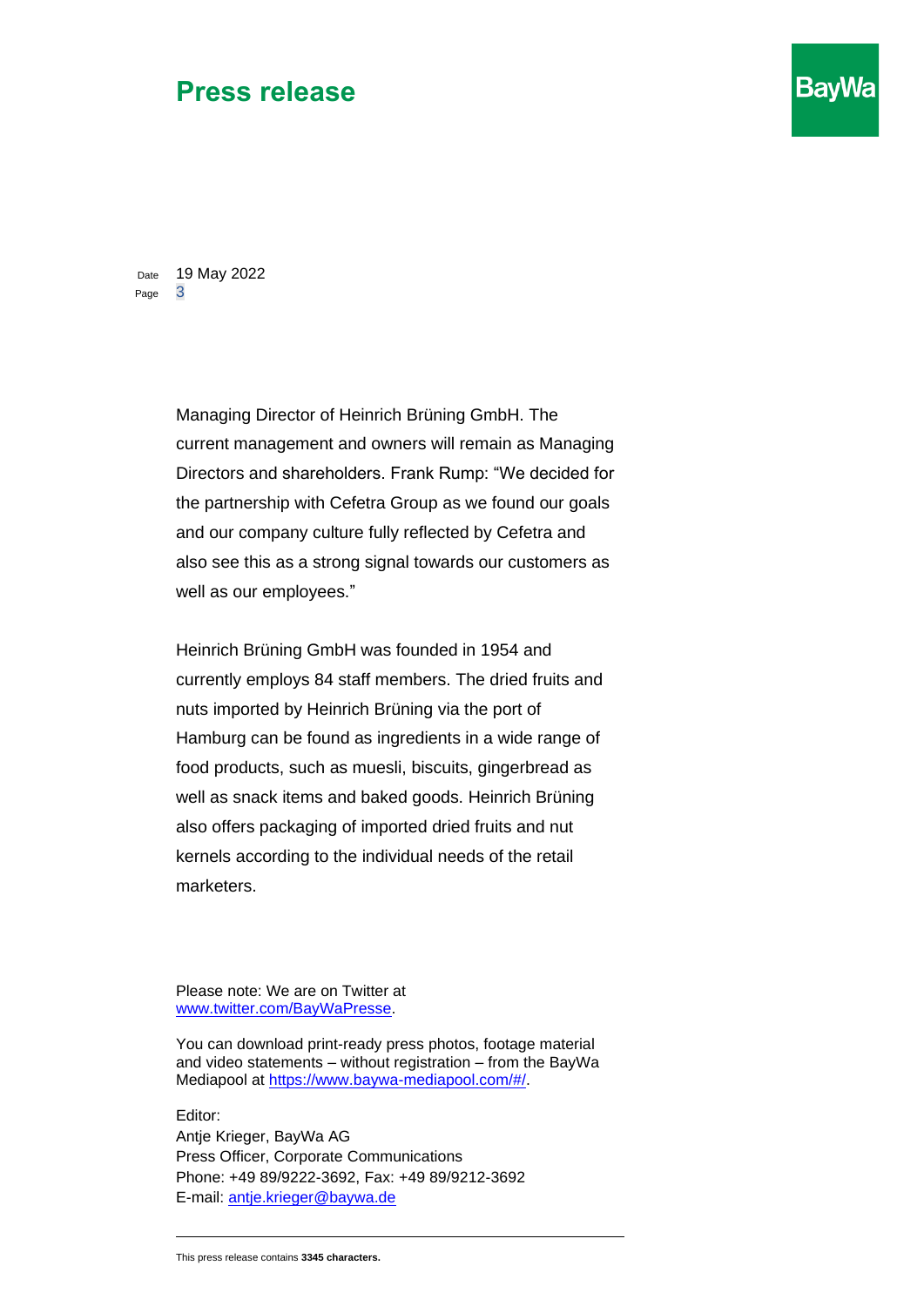Managing Director of Heinrich Brüning GmbH. The current management and owners will remain as Managing Directors and shareholders. Frank Rump: "We decided for the partnership with Cefetra Group as we found our goals and our company culture fully reflected by Cefetra and also see this as a strong signal towards our customers as well as our employees."

Heinrich Brüning GmbH was founded in 1954 and currently employs 84 staff members. The dried fruits and nuts imported by Heinrich Brüning via the port of Hamburg can be found as ingredients in a wide range of food products, such as muesli, biscuits, gingerbread as well as snack items and baked goods. Heinrich Brüning also offers packaging of imported dried fruits and nut kernels according to the individual needs of the retail marketers.

Please note: We are on Twitter at www.twitter.com/BayWaPresse.

You can download print-ready press photos, footage material and video statements – without registration – from the BayWa Mediapool at https://www.baywa-mediapool.com/#/.

Editor:
Antje Krieger, BayWa AG
Press Officer, Corporate Communications
Phone: +49 89/9222-3692, Fax: +49 89/9212-3692
E-mail: antje.krieger@baywa.de

This press release contains **3345 characters.**